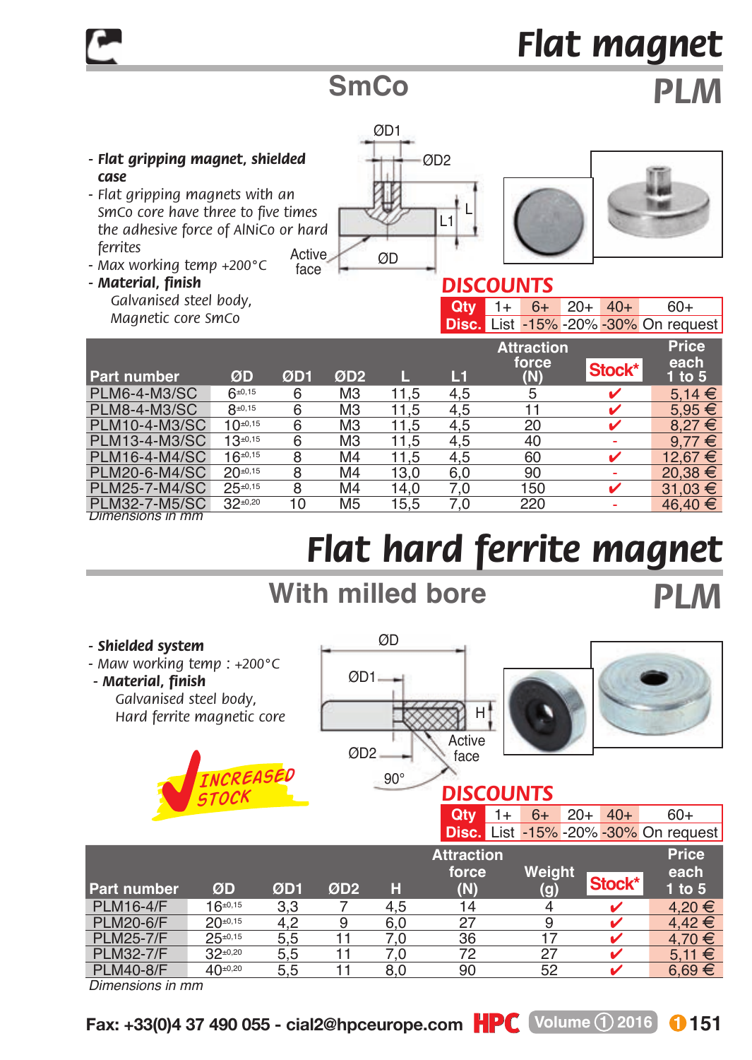# Flat magnet

## SmCo

## PLM

- ***Flat gripping magnet, shielded case***
- *Flat gripping magnets with an SmCo core have three to five times the adhesive force of AlNiCo or hard ferrites*
- *Max working temp +200°C*
- ***Material, finish***
  *Galvanised steel body, Magnetic core SmCo*

ØD1 ØD2 L L1 Active face ØD

**DISCOUNTS**

| Qty | 1+ | 6+ | 20+ | 40+ | 60+ |
|---|---|---|---|---|---|
| Disc. | List | -15% | -20% | -30% | On request |

| Part number | ØD | ØD1 | ØD2 | L | L1 | Attraction force (N) | Stock* | Price each 1 to 5 |
|---|---|---|---|---|---|---|---|---|
| PLM6-4-M3/SC | 6 ±0,15 | 6 | M3 | 11,5 | 4,5 | 5 | ✔ | 5,14 € |
| PLM8-4-M3/SC | 8 ±0,15 | 6 | M3 | 11,5 | 4,5 | 11 | ✔ | 5,95 € |
| PLM10-4-M3/SC | 10 ±0,15 | 6 | M3 | 11,5 | 4,5 | 20 | ✔ | 8,27 € |
| PLM13-4-M3/SC | 13 ±0,15 | 6 | M3 | 11,5 | 4,5 | 40 | - | 9,77 € |
| PLM16-4-M4/SC | 16 ±0,15 | 8 | M4 | 11,5 | 4,5 | 60 | ✔ | 12,67 € |
| PLM20-6-M4/SC | 20 ±0,15 | 8 | M4 | 13,0 | 6,0 | 90 | - | 20,38 € |
| PLM25-7-M4/SC | 25 ±0,15 | 8 | M4 | 14,0 | 7,0 | 150 | ✔ | 31,03 € |
| PLM32-7-M5/SC | 32 ±0,20 | 10 | M5 | 15,5 | 7,0 | 220 | - | 46,40 € |

*Dimensions in mm*

# Flat hard ferrite magnet

## With milled bore

## PLM

- ***Shielded system***
- *Maw working temp : +200°C*
- ***Material, finish***
  *Galvanised steel body, Hard ferrite magnetic core*

*INCREASED STOCK*

ØD ØD1 H Active face ØD2 90°

**DISCOUNTS**

| Qty | 1+ | 6+ | 20+ | 40+ | 60+ |
|---|---|---|---|---|---|
| Disc. | List | -15% | -20% | -30% | On request |

| Part number | ØD | ØD1 | ØD2 | H | Attraction force (N) | Weight (g) | Stock* | Price each 1 to 5 |
|---|---|---|---|---|---|---|---|---|
| PLM16-4/F | 16 ±0,15 | 3,3 | 7 | 4,5 | 14 | 4 | ✔ | 4,20 € |
| PLM20-6/F | 20 ±0,15 | 4,2 | 9 | 6,0 | 27 | 9 | ✔ | 4,42 € |
| PLM25-7/F | 25 ±0,15 | 5,5 | 11 | 7,0 | 36 | 17 | ✔ | 4,70 € |
| PLM32-7/F | 32 ±0,20 | 5,5 | 11 | 7,0 | 72 | 27 | ✔ | 5,11 € |
| PLM40-8/F | 40 ±0,20 | 5,5 | 11 | 8,0 | 90 | 52 | ✔ | 6,69 € |

*Dimensions in mm*

Fax: +33(0)4 37 490 055 - cial2@hpceurope.com HPC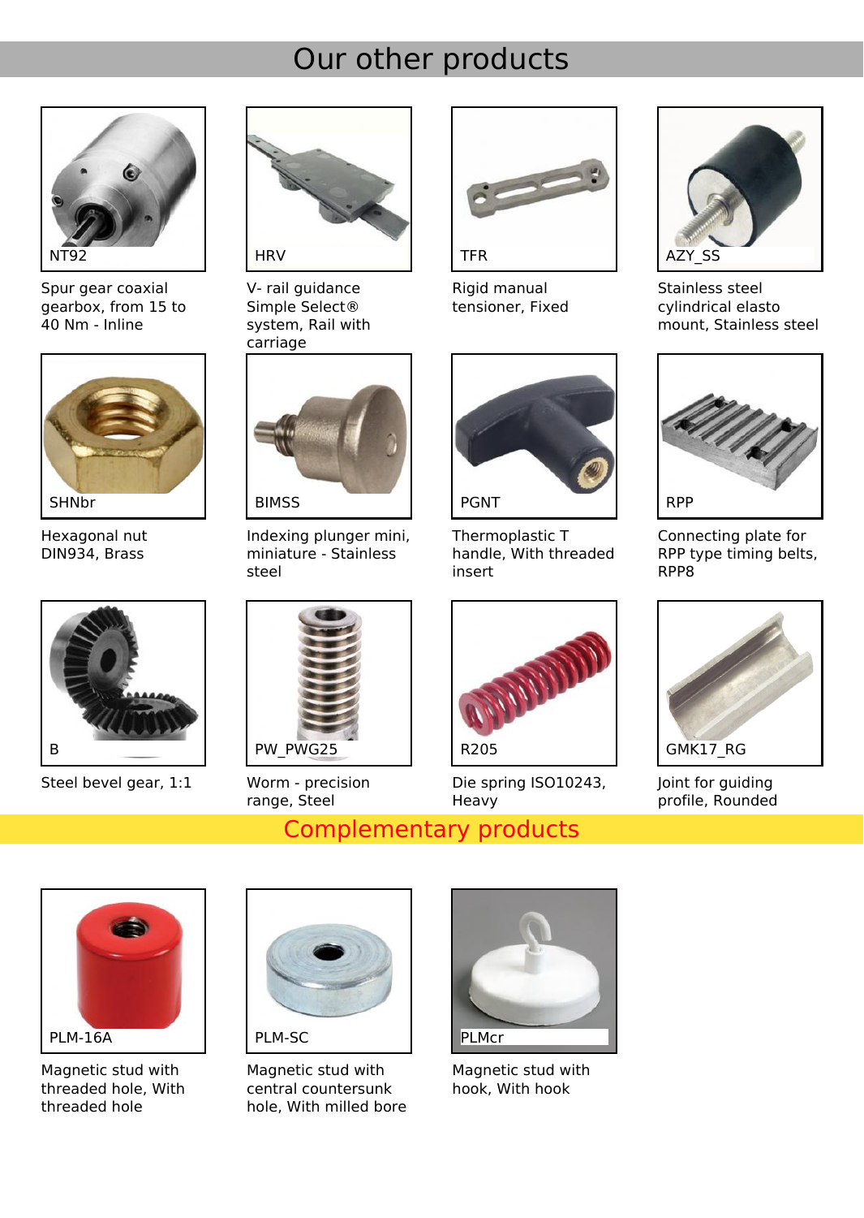# Our other products

NT92

Spur gear coaxial gearbox, from 15 to 40 Nm - Inline

HRV

V- rail guidance Simple Select® system, Rail with carriage

TFR

Rigid manual tensioner, Fixed

AZY_SS

Stainless steel cylindrical elasto mount, Stainless steel

SHNbr

Hexagonal nut DIN934, Brass

BIMSS

Indexing plunger mini, miniature - Stainless steel

PGNT

Thermoplastic T handle, With threaded insert

RPP

Connecting plate for RPP type timing belts, RPP8

B

Steel bevel gear, 1:1

PW_PWG25

Worm - precision range, Steel

R205

Die spring ISO10243, Heavy

GMK17_RG

Joint for guiding profile, Rounded

# Complementary products

PLM-16A

Magnetic stud with threaded hole, With threaded hole

PLM-SC

Magnetic stud with central countersunk hole, With milled bore

PLMcr

Magnetic stud with hook, With hook